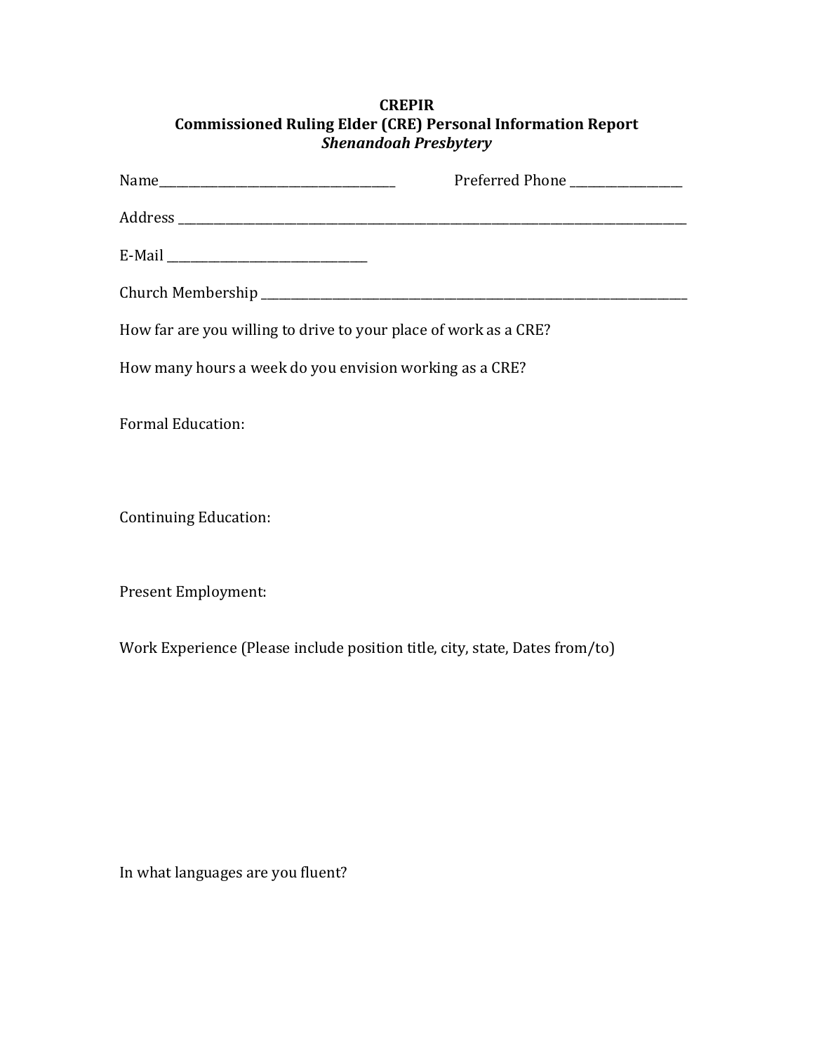**CREPIR**
**Commissioned Ruling Elder (CRE) Personal Information Report**
***Shenandoah Presbytery***

Name________________________________________ Preferred Phone ___________________

Address ___________________________________________________________________________________________

E-Mail _________________________________

Church Membership ____________________________________________________________________________

How far are you willing to drive to your place of work as a CRE?

How many hours a week do you envision working as a CRE?

Formal Education:

Continuing Education:

Present Employment:

Work Experience (Please include position title, city, state, Dates from/to)

In what languages are you fluent?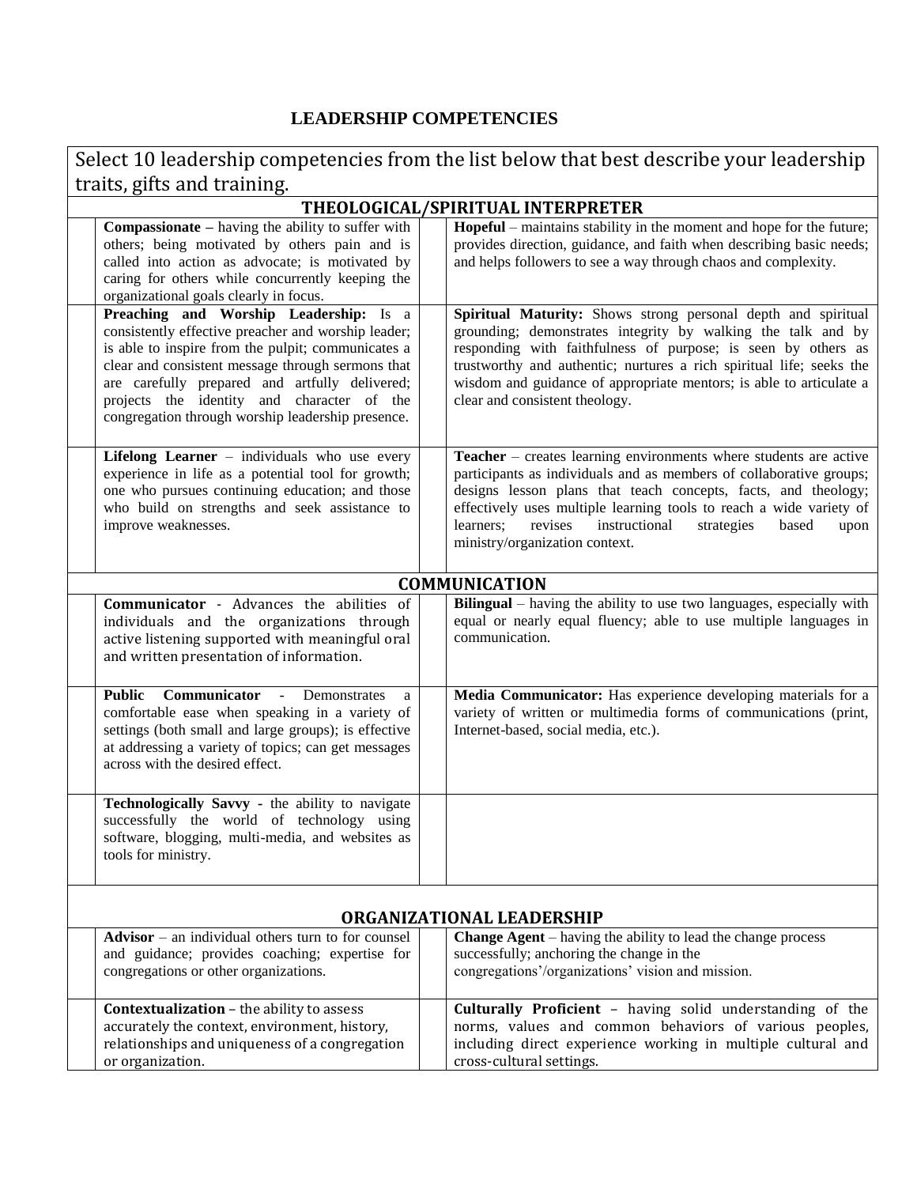## LEADERSHIP COMPETENCIES

| Select 10 leadership competencies from the list below that best describe your leadership traits, gifts and training. | | | |
|---|---|---|---|
| | **THEOLOGICAL/SPIRITUAL INTERPRETER** | | |
| | **Compassionate** – having the ability to suffer with others; being motivated by others pain and is called into action as advocate; is motivated by caring for others while concurrently keeping the organizational goals clearly in focus. | | **Hopeful** – maintains stability in the moment and hope for the future; provides direction, guidance, and faith when describing basic needs; and helps followers to see a way through chaos and complexity. |
| | **Preaching and Worship Leadership:** Is a consistently effective preacher and worship leader; is able to inspire from the pulpit; communicates a clear and consistent message through sermons that are carefully prepared and artfully delivered; projects the identity and character of the congregation through worship leadership presence. | | **Spiritual Maturity:** Shows strong personal depth and spiritual grounding; demonstrates integrity by walking the talk and by responding with faithfulness of purpose; is seen by others as trustworthy and authentic; nurtures a rich spiritual life; seeks the wisdom and guidance of appropriate mentors; is able to articulate a clear and consistent theology. |
| | **Lifelong Learner** – individuals who use every experience in life as a potential tool for growth; one who pursues continuing education; and those who build on strengths and seek assistance to improve weaknesses. | | **Teacher** – creates learning environments where students are active participants as individuals and as members of collaborative groups; designs lesson plans that teach concepts, facts, and theology; effectively uses multiple learning tools to reach a wide variety of learners; revises instructional strategies based upon ministry/organization context. |
| | **COMMUNICATION** | | |
| | **Communicator** - Advances the abilities of individuals and the organizations through active listening supported with meaningful oral and written presentation of information. | | **Bilingual** – having the ability to use two languages, especially with equal or nearly equal fluency; able to use multiple languages in communication. |
| | **Public Communicator** - Demonstrates a comfortable ease when speaking in a variety of settings (both small and large groups); is effective at addressing a variety of topics; can get messages across with the desired effect. | | **Media Communicator:** Has experience developing materials for a variety of written or multimedia forms of communications (print, Internet-based, social media, etc.). |
| | **Technologically Savvy** - the ability to navigate successfully the world of technology using software, blogging, multi-media, and websites as tools for ministry. | | |
| | **ORGANIZATIONAL LEADERSHIP** | | |
| | **Advisor** – an individual others turn to for counsel and guidance; provides coaching; expertise for congregations or other organizations. | | **Change Agent** – having the ability to lead the change process successfully; anchoring the change in the congregations'/organizations' vision and mission. |
| | **Contextualization** – the ability to assess accurately the context, environment, history, relationships and uniqueness of a congregation or organization. | | **Culturally Proficient** – having solid understanding of the norms, values and common behaviors of various peoples, including direct experience working in multiple cultural and cross-cultural settings. |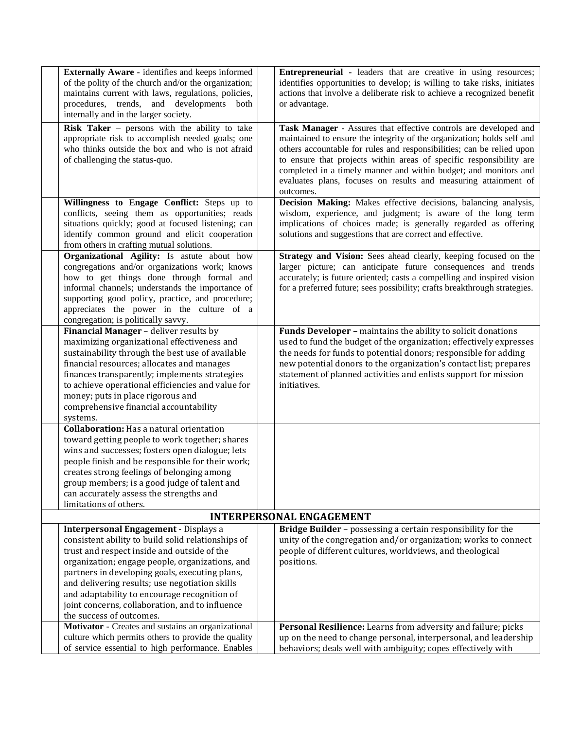| | | | |
|---|---|---|---|
| | **Externally Aware** - identifies and keeps informed of the polity of the church and/or the organization; maintains current with laws, regulations, policies, procedures, trends, and developments both internally and in the larger society. | | **Entrepreneurial** - leaders that are creative in using resources; identifies opportunities to develop; is willing to take risks, initiates actions that involve a deliberate risk to achieve a recognized benefit or advantage. |
| | **Risk Taker** – persons with the ability to take appropriate risk to accomplish needed goals; one who thinks outside the box and who is not afraid of challenging the status-quo. | | **Task Manager** - Assures that effective controls are developed and maintained to ensure the integrity of the organization; holds self and others accountable for rules and responsibilities; can be relied upon to ensure that projects within areas of specific responsibility are completed in a timely manner and within budget; and monitors and evaluates plans, focuses on results and measuring attainment of outcomes. |
| | **Willingness to Engage Conflict:** Steps up to conflicts, seeing them as opportunities; reads situations quickly; good at focused listening; can identify common ground and elicit cooperation from others in crafting mutual solutions. | | **Decision Making:** Makes effective decisions, balancing analysis, wisdom, experience, and judgment; is aware of the long term implications of choices made; is generally regarded as offering solutions and suggestions that are correct and effective. |
| | **Organizational Agility:** Is astute about how congregations and/or organizations work; knows how to get things done through formal and informal channels; understands the importance of supporting good policy, practice, and procedure; appreciates the power in the culture of a congregation; is politically savvy. | | **Strategy and Vision:** Sees ahead clearly, keeping focused on the larger picture; can anticipate future consequences and trends accurately; is future oriented; casts a compelling and inspired vision for a preferred future; sees possibility; crafts breakthrough strategies. |
| | **Financial Manager** – deliver results by maximizing organizational effectiveness and sustainability through the best use of available financial resources; allocates and manages finances transparently; implements strategies to achieve operational efficiencies and value for money; puts in place rigorous and comprehensive financial accountability systems. | | **Funds Developer** – maintains the ability to solicit donations used to fund the budget of the organization; effectively expresses the needs for funds to potential donors; responsible for adding new potential donors to the organization's contact list; prepares statement of planned activities and enlists support for mission initiatives. |
| | **Collaboration:** Has a natural orientation toward getting people to work together; shares wins and successes; fosters open dialogue; lets people finish and be responsible for their work; creates strong feelings of belonging among group members; is a good judge of talent and can accurately assess the strengths and limitations of others. | | |
| **INTERPERSONAL ENGAGEMENT** | | | |
| | **Interpersonal Engagement** - Displays a consistent ability to build solid relationships of trust and respect inside and outside of the organization; engage people, organizations, and partners in developing goals, executing plans, and delivering results; use negotiation skills and adaptability to encourage recognition of joint concerns, collaboration, and to influence the success of outcomes. | | **Bridge Builder** – possessing a certain responsibility for the unity of the congregation and/or organization; works to connect people of different cultures, worldviews, and theological positions. |
| | **Motivator** - Creates and sustains an organizational culture which permits others to provide the quality of service essential to high performance. Enables | | **Personal Resilience:** Learns from adversity and failure; picks up on the need to change personal, interpersonal, and leadership behaviors; deals well with ambiguity; copes effectively with |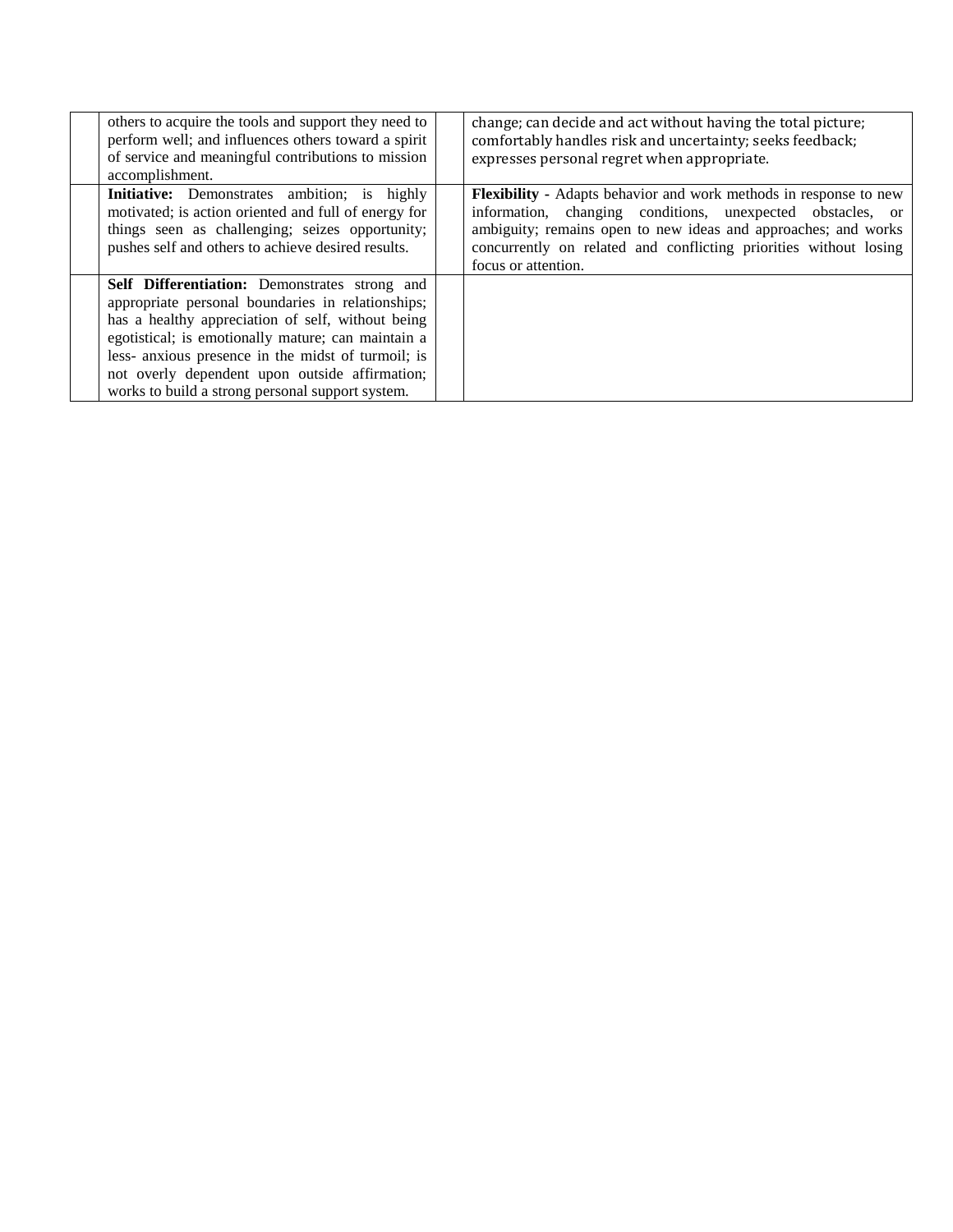| | | | |
|---|---|---|---|
| | others to acquire the tools and support they need to perform well; and influences others toward a spirit of service and meaningful contributions to mission accomplishment. | | change; can decide and act without having the total picture; comfortably handles risk and uncertainty; seeks feedback; expresses personal regret when appropriate. |
| | **Initiative:** Demonstrates ambition; is highly motivated; is action oriented and full of energy for things seen as challenging; seizes opportunity; pushes self and others to achieve desired results. | | **Flexibility -** Adapts behavior and work methods in response to new information, changing conditions, unexpected obstacles, or ambiguity; remains open to new ideas and approaches; and works concurrently on related and conflicting priorities without losing focus or attention. |
| | **Self Differentiation:** Demonstrates strong and appropriate personal boundaries in relationships; has a healthy appreciation of self, without being egotistical; is emotionally mature; can maintain a less- anxious presence in the midst of turmoil; is not overly dependent upon outside affirmation; works to build a strong personal support system. | | |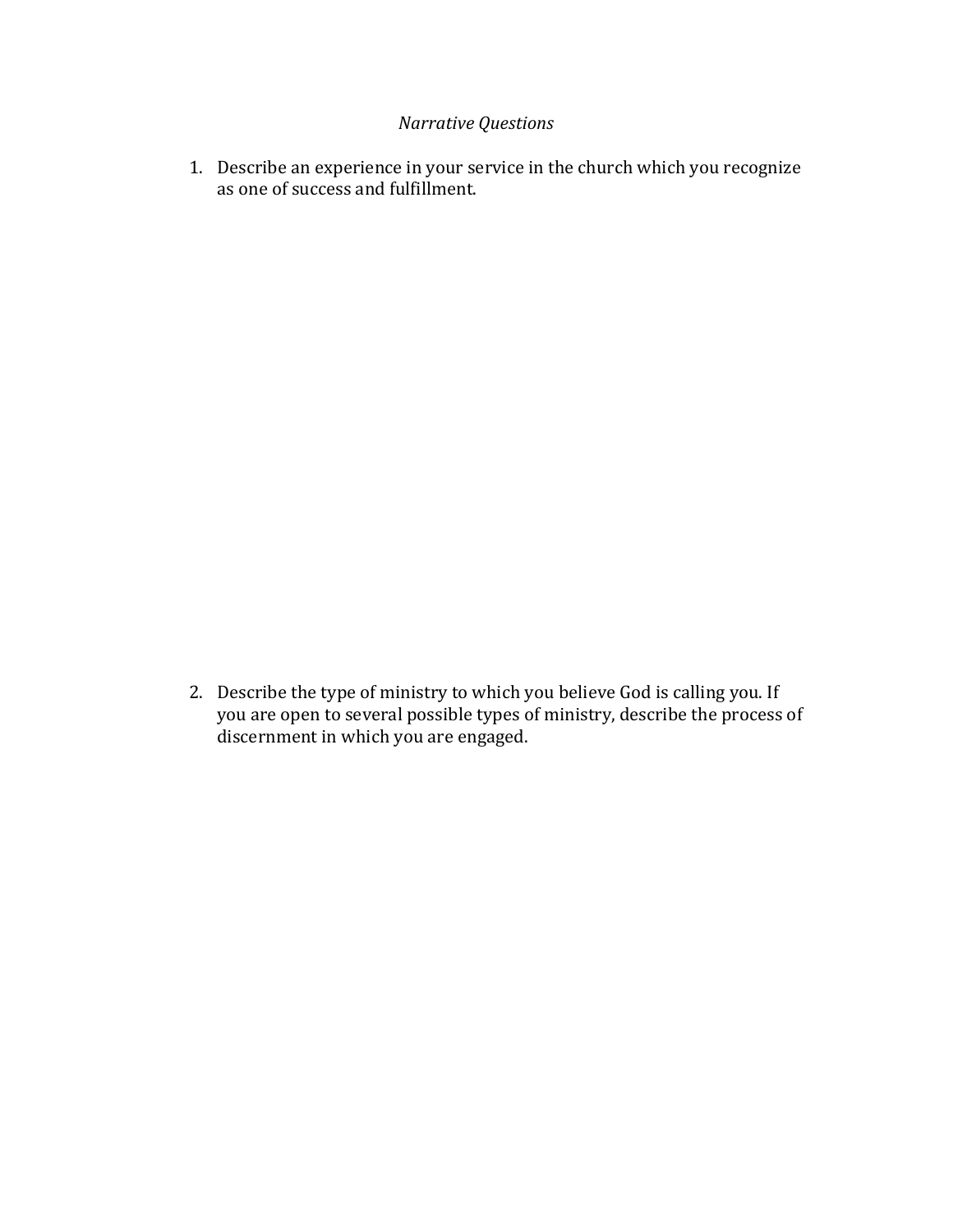*Narrative Questions*

1. Describe an experience in your service in the church which you recognize as one of success and fulfillment.

2. Describe the type of ministry to which you believe God is calling you. If you are open to several possible types of ministry, describe the process of discernment in which you are engaged.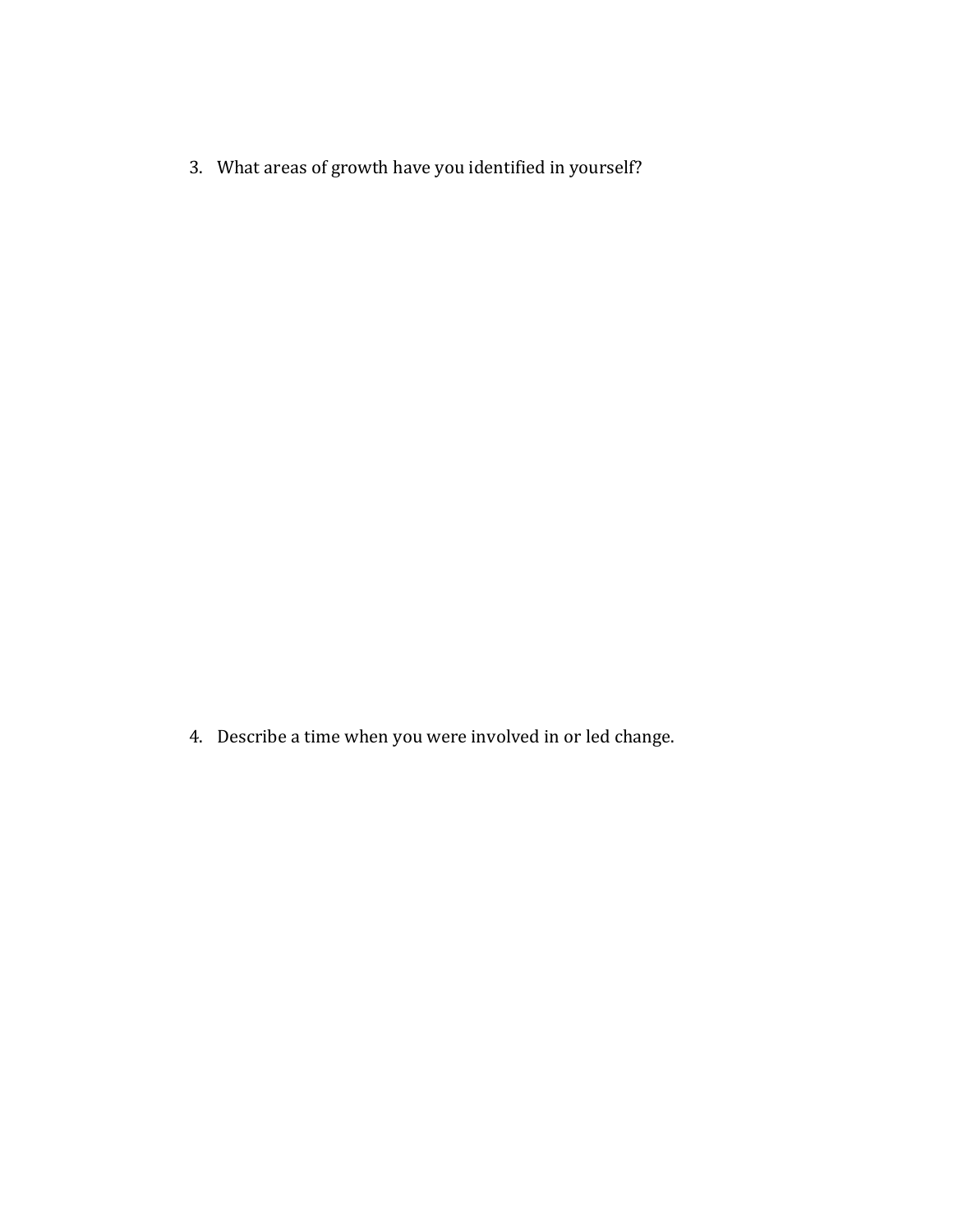3. What areas of growth have you identified in yourself?

4. Describe a time when you were involved in or led change.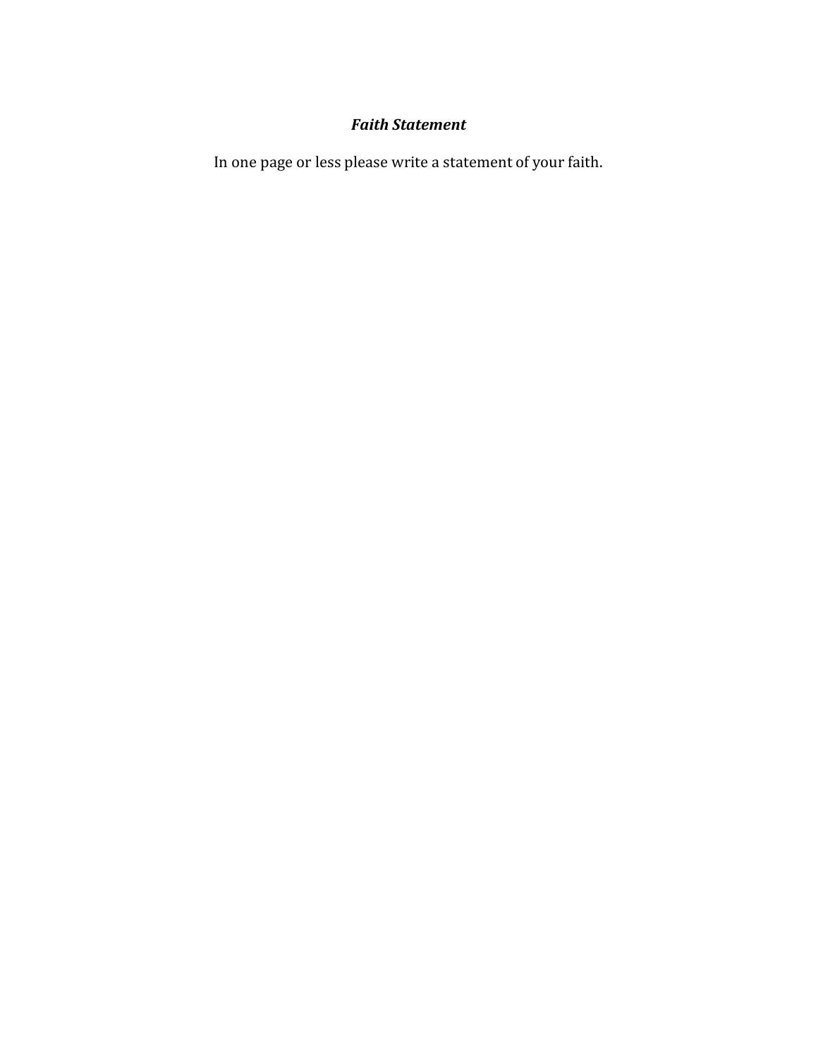***Faith Statement***

In one page or less please write a statement of your faith.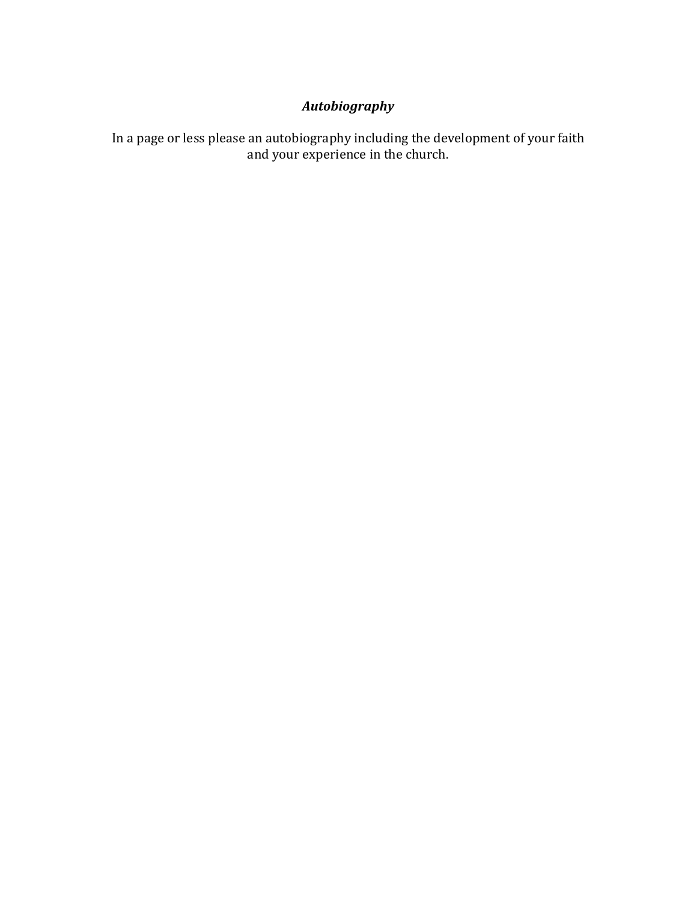***Autobiography***

In a page or less please an autobiography including the development of your faith and your experience in the church.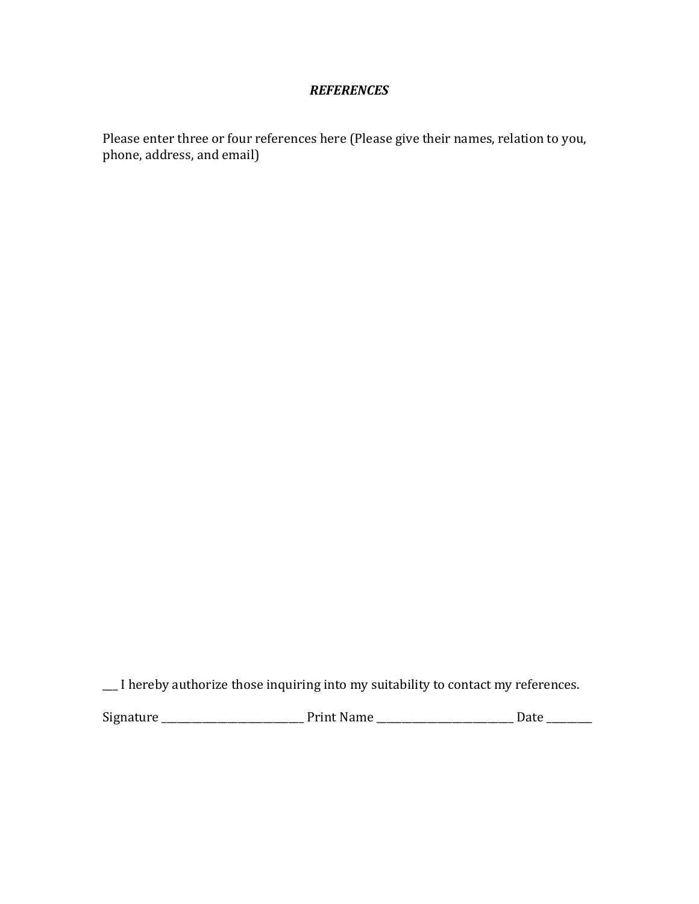***REFERENCES***

Please enter three or four references here (Please give their names, relation to you, phone, address, and email)

___ I hereby authorize those inquiring into my suitability to contact my references.

Signature ___________________________ Print Name __________________________ Date _________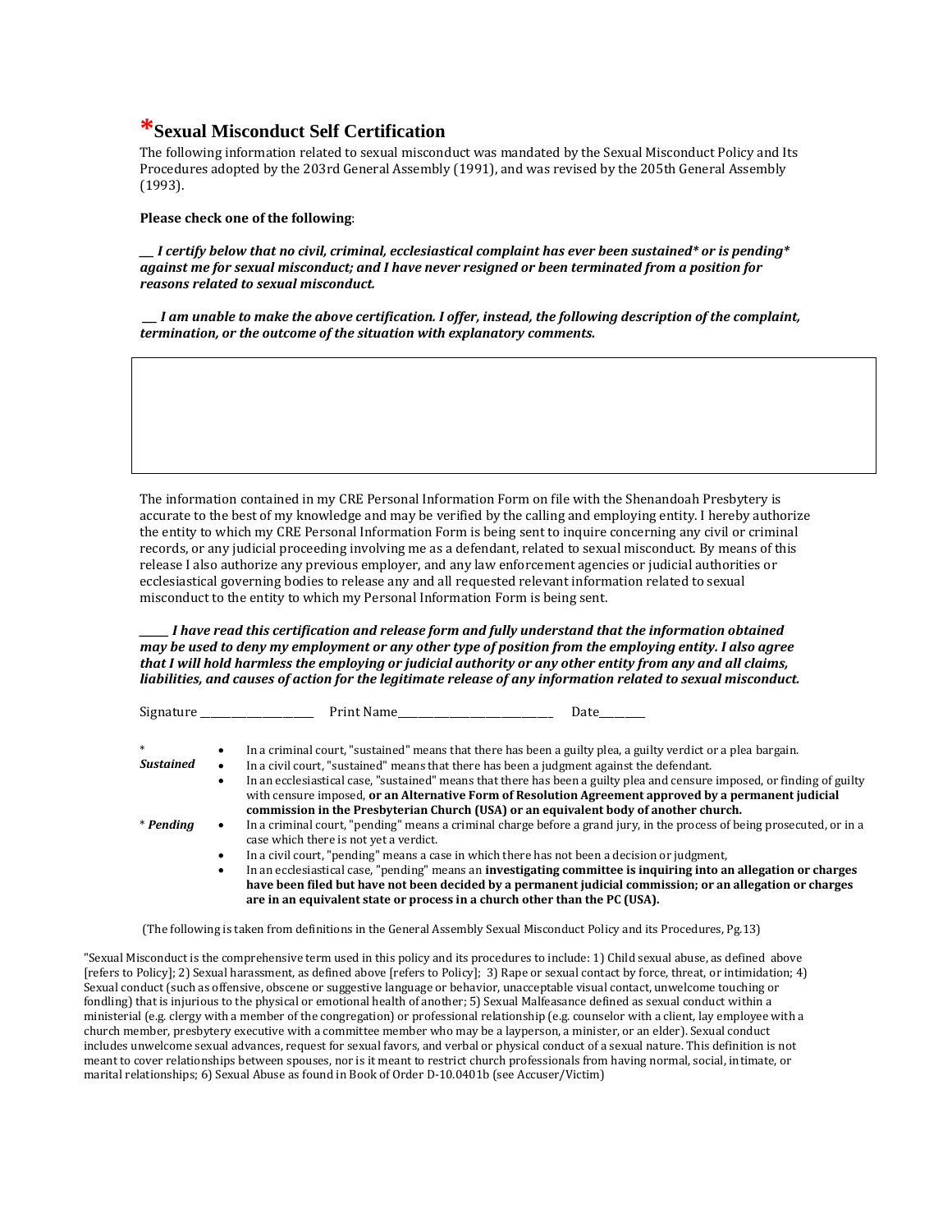# *Sexual Misconduct Self Certification

The following information related to sexual misconduct was mandated by the Sexual Misconduct Policy and Its Procedures adopted by the 203rd General Assembly (1991), and was revised by the 205th General Assembly (1993).

**Please check one of the following**:

***__ I certify below that no civil, criminal, ecclesiastical complaint has ever been sustained* or is pending* against me for sexual misconduct; and I have never resigned or been terminated from a position for reasons related to sexual misconduct.***

***__ I am unable to make the above certification. I offer, instead, the following description of the complaint, termination, or the outcome of the situation with explanatory comments.***

| |
|---|
| |

The information contained in my CRE Personal Information Form on file with the Shenandoah Presbytery is accurate to the best of my knowledge and may be verified by the calling and employing entity. I hereby authorize the entity to which my CRE Personal Information Form is being sent to inquire concerning any civil or criminal records, or any judicial proceeding involving me as a defendant, related to sexual misconduct. By means of this release I also authorize any previous employer, and any law enforcement agencies or judicial authorities or ecclesiastical governing bodies to release any and all requested relevant information related to sexual misconduct to the entity to which my Personal Information Form is being sent.

***_____ I have read this certification and release form and fully understand that the information obtained may be used to deny my employment or any other type of position from the employing entity. I also agree that I will hold harmless the employing or judicial authority or any other entity from any and all claims, liabilities, and causes of action for the legitimate release of any information related to sexual misconduct.***

Signature ____________________ Print Name ____________________________ Date________

\* ***Sustained***

- In a criminal court, "sustained" means that there has been a guilty plea, a guilty verdict or a plea bargain.
- In a civil court, "sustained" means that there has been a judgment against the defendant.
- In an ecclesiastical case, "sustained" means that there has been a guilty plea and censure imposed, or finding of guilty with censure imposed, **or an Alternative Form of Resolution Agreement approved by a permanent judicial commission in the Presbyterian Church (USA) or an equivalent body of another church.**

\* ***Pending***

- In a criminal court, "pending" means a criminal charge before a grand jury, in the process of being prosecuted, or in a case which there is not yet a verdict.
- In a civil court, "pending" means a case in which there has not been a decision or judgment,
- In an ecclesiastical case, "pending" means an **investigating committee is inquiring into an allegation or charges have been filed but have not been decided by a permanent judicial commission; or an allegation or charges are in an equivalent state or process in a church other than the PC (USA).**

(The following is taken from definitions in the General Assembly Sexual Misconduct Policy and its Procedures, Pg.13)

"Sexual Misconduct is the comprehensive term used in this policy and its procedures to include: 1) Child sexual abuse, as defined above [refers to Policy]; 2) Sexual harassment, as defined above [refers to Policy]; 3) Rape or sexual contact by force, threat, or intimidation; 4) Sexual conduct (such as offensive, obscene or suggestive language or behavior, unacceptable visual contact, unwelcome touching or fondling) that is injurious to the physical or emotional health of another; 5) Sexual Malfeasance defined as sexual conduct within a ministerial (e.g. clergy with a member of the congregation) or professional relationship (e.g. counselor with a client, lay employee with a church member, presbytery executive with a committee member who may be a layperson, a minister, or an elder). Sexual conduct includes unwelcome sexual advances, request for sexual favors, and verbal or physical conduct of a sexual nature. This definition is not meant to cover relationships between spouses, nor is it meant to restrict church professionals from having normal, social, intimate, or marital relationships; 6) Sexual Abuse as found in Book of Order D-10.0401b (see Accuser/Victim)